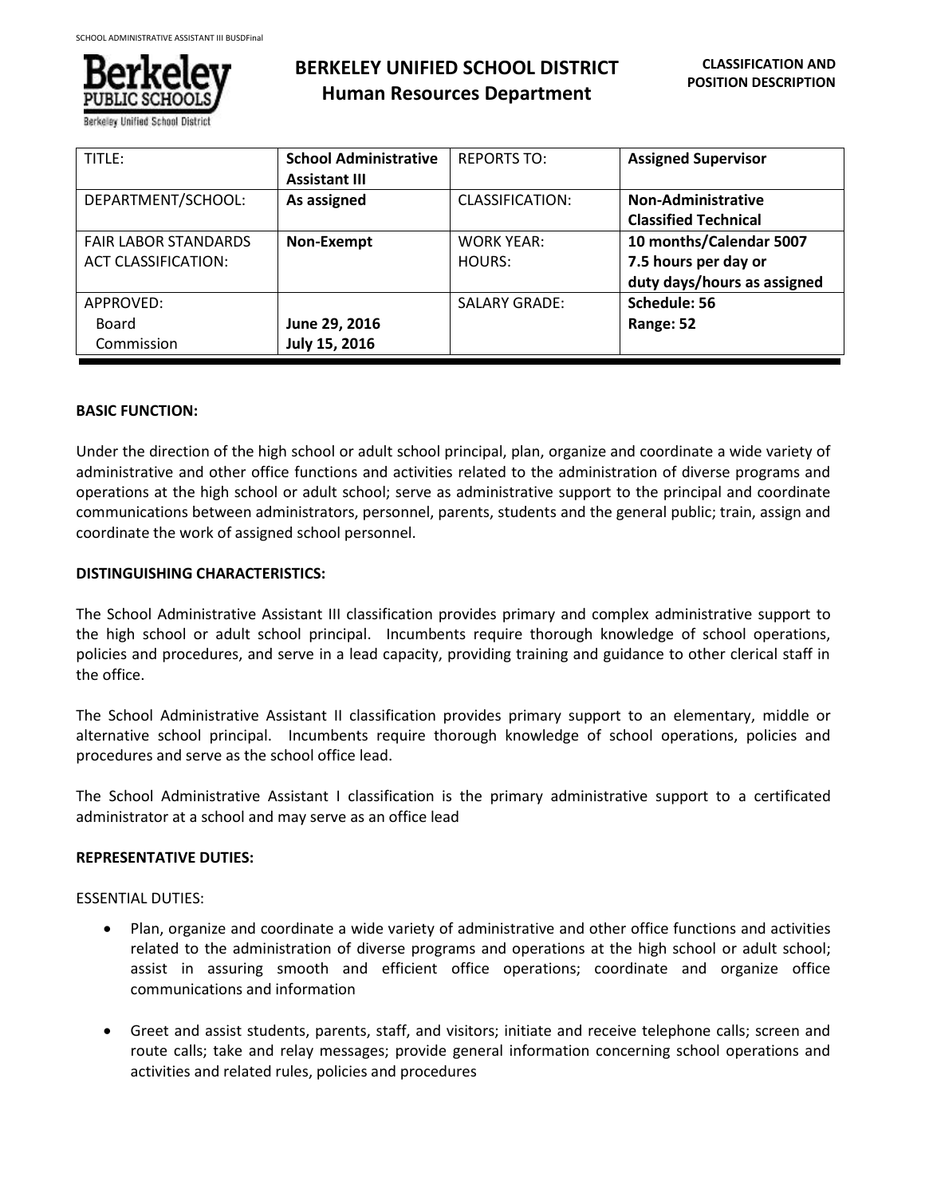# BERKELEY UNIFIED SCHOOL DISTRICT
## Human Resources Department

**CLASSIFICATION AND POSITION DESCRIPTION**

| TITLE: | **School Administrative Assistant III** | REPORTS TO: | **Assigned Supervisor** |
|---|---|---|---|
| DEPARTMENT/SCHOOL: | **As assigned** | CLASSIFICATION: | **Non-Administrative Classified Technical** |
| FAIR LABOR STANDARDS ACT CLASSIFICATION: | **Non-Exempt** | WORK YEAR: HOURS: | **10 months/Calendar 5007 7.5 hours per day or duty days/hours as assigned** |
| APPROVED: Board Commission | **June 29, 2016 July 15, 2016** | SALARY GRADE: | **Schedule: 56 Range: 52** |

**BASIC FUNCTION:**

Under the direction of the high school or adult school principal, plan, organize and coordinate a wide variety of administrative and other office functions and activities related to the administration of diverse programs and operations at the high school or adult school; serve as administrative support to the principal and coordinate communications between administrators, personnel, parents, students and the general public; train, assign and coordinate the work of assigned school personnel.

**DISTINGUISHING CHARACTERISTICS:**

The School Administrative Assistant III classification provides primary and complex administrative support to the high school or adult school principal. Incumbents require thorough knowledge of school operations, policies and procedures, and serve in a lead capacity, providing training and guidance to other clerical staff in the office.

The School Administrative Assistant II classification provides primary support to an elementary, middle or alternative school principal. Incumbents require thorough knowledge of school operations, policies and procedures and serve as the school office lead.

The School Administrative Assistant I classification is the primary administrative support to a certificated administrator at a school and may serve as an office lead

**REPRESENTATIVE DUTIES:**

ESSENTIAL DUTIES:

- Plan, organize and coordinate a wide variety of administrative and other office functions and activities related to the administration of diverse programs and operations at the high school or adult school; assist in assuring smooth and efficient office operations; coordinate and organize office communications and information
- Greet and assist students, parents, staff, and visitors; initiate and receive telephone calls; screen and route calls; take and relay messages; provide general information concerning school operations and activities and related rules, policies and procedures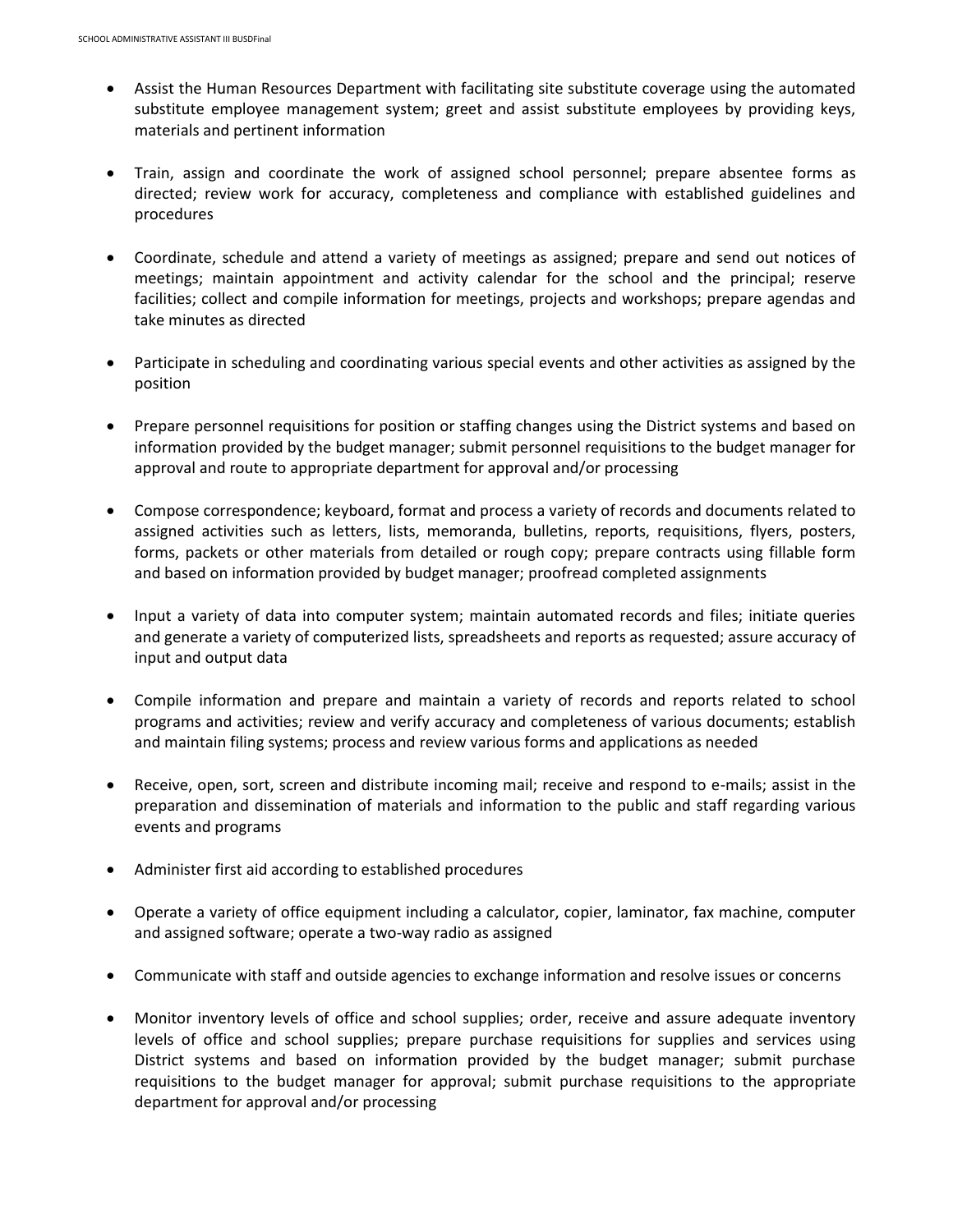- Assist the Human Resources Department with facilitating site substitute coverage using the automated substitute employee management system; greet and assist substitute employees by providing keys, materials and pertinent information

- Train, assign and coordinate the work of assigned school personnel; prepare absentee forms as directed; review work for accuracy, completeness and compliance with established guidelines and procedures

- Coordinate, schedule and attend a variety of meetings as assigned; prepare and send out notices of meetings; maintain appointment and activity calendar for the school and the principal; reserve facilities; collect and compile information for meetings, projects and workshops; prepare agendas and take minutes as directed

- Participate in scheduling and coordinating various special events and other activities as assigned by the position

- Prepare personnel requisitions for position or staffing changes using the District systems and based on information provided by the budget manager; submit personnel requisitions to the budget manager for approval and route to appropriate department for approval and/or processing

- Compose correspondence; keyboard, format and process a variety of records and documents related to assigned activities such as letters, lists, memoranda, bulletins, reports, requisitions, flyers, posters, forms, packets or other materials from detailed or rough copy; prepare contracts using fillable form and based on information provided by budget manager; proofread completed assignments

- Input a variety of data into computer system; maintain automated records and files; initiate queries and generate a variety of computerized lists, spreadsheets and reports as requested; assure accuracy of input and output data

- Compile information and prepare and maintain a variety of records and reports related to school programs and activities; review and verify accuracy and completeness of various documents; establish and maintain filing systems; process and review various forms and applications as needed

- Receive, open, sort, screen and distribute incoming mail; receive and respond to e-mails; assist in the preparation and dissemination of materials and information to the public and staff regarding various events and programs

- Administer first aid according to established procedures

- Operate a variety of office equipment including a calculator, copier, laminator, fax machine, computer and assigned software; operate a two-way radio as assigned

- Communicate with staff and outside agencies to exchange information and resolve issues or concerns

- Monitor inventory levels of office and school supplies; order, receive and assure adequate inventory levels of office and school supplies; prepare purchase requisitions for supplies and services using District systems and based on information provided by the budget manager; submit purchase requisitions to the budget manager for approval; submit purchase requisitions to the appropriate department for approval and/or processing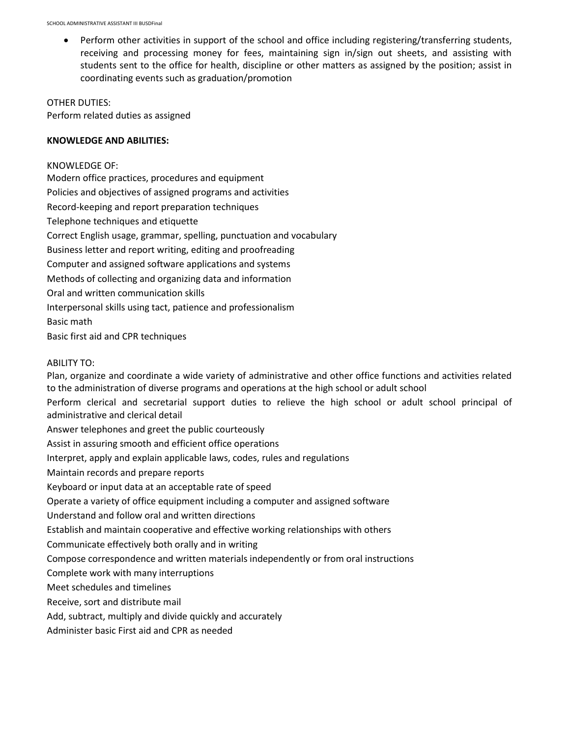- Perform other activities in support of the school and office including registering/transferring students, receiving and processing money for fees, maintaining sign in/sign out sheets, and assisting with students sent to the office for health, discipline or other matters as assigned by the position; assist in coordinating events such as graduation/promotion

OTHER DUTIES:
Perform related duties as assigned

**KNOWLEDGE AND ABILITIES:**

KNOWLEDGE OF:
Modern office practices, procedures and equipment
Policies and objectives of assigned programs and activities
Record-keeping and report preparation techniques
Telephone techniques and etiquette
Correct English usage, grammar, spelling, punctuation and vocabulary
Business letter and report writing, editing and proofreading
Computer and assigned software applications and systems
Methods of collecting and organizing data and information
Oral and written communication skills
Interpersonal skills using tact, patience and professionalism
Basic math
Basic first aid and CPR techniques

ABILITY TO:
Plan, organize and coordinate a wide variety of administrative and other office functions and activities related to the administration of diverse programs and operations at the high school or adult school
Perform clerical and secretarial support duties to relieve the high school or adult school principal of administrative and clerical detail
Answer telephones and greet the public courteously
Assist in assuring smooth and efficient office operations
Interpret, apply and explain applicable laws, codes, rules and regulations
Maintain records and prepare reports
Keyboard or input data at an acceptable rate of speed
Operate a variety of office equipment including a computer and assigned software
Understand and follow oral and written directions
Establish and maintain cooperative and effective working relationships with others
Communicate effectively both orally and in writing
Compose correspondence and written materials independently or from oral instructions
Complete work with many interruptions
Meet schedules and timelines
Receive, sort and distribute mail
Add, subtract, multiply and divide quickly and accurately
Administer basic First aid and CPR as needed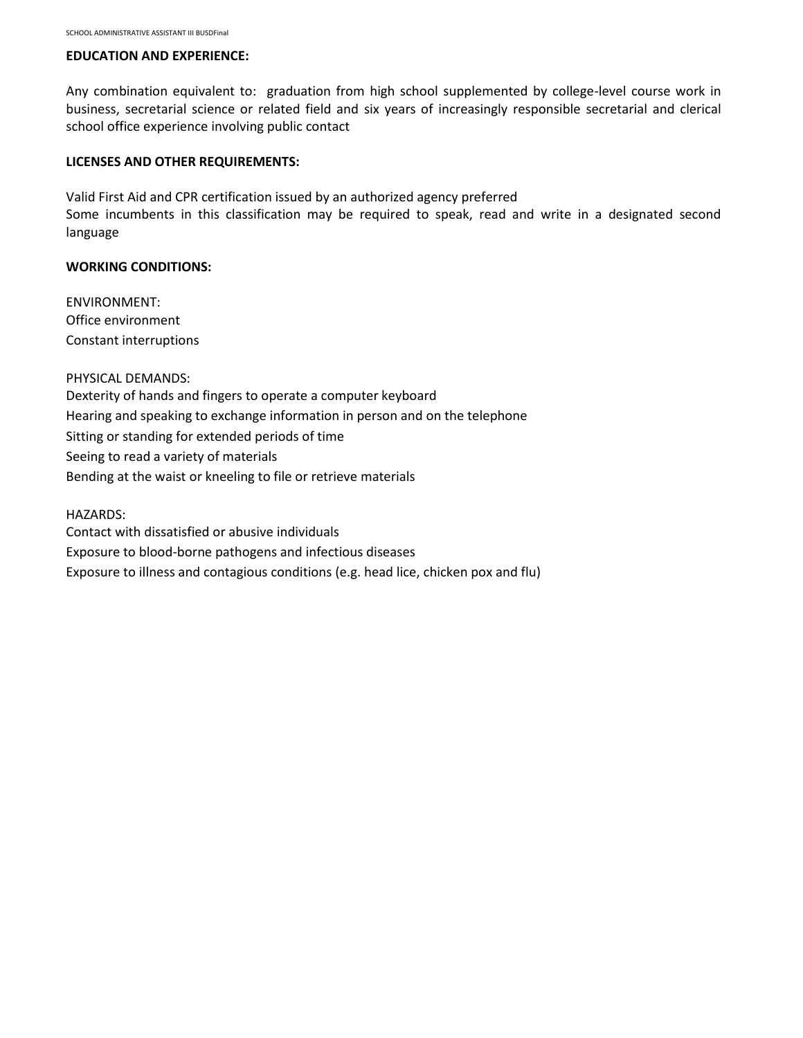**EDUCATION AND EXPERIENCE:**

Any combination equivalent to: graduation from high school supplemented by college-level course work in business, secretarial science or related field and six years of increasingly responsible secretarial and clerical school office experience involving public contact

**LICENSES AND OTHER REQUIREMENTS:**

Valid First Aid and CPR certification issued by an authorized agency preferred
Some incumbents in this classification may be required to speak, read and write in a designated second language

**WORKING CONDITIONS:**

ENVIRONMENT:
Office environment
Constant interruptions

PHYSICAL DEMANDS:
Dexterity of hands and fingers to operate a computer keyboard
Hearing and speaking to exchange information in person and on the telephone
Sitting or standing for extended periods of time
Seeing to read a variety of materials
Bending at the waist or kneeling to file or retrieve materials

HAZARDS:
Contact with dissatisfied or abusive individuals
Exposure to blood-borne pathogens and infectious diseases
Exposure to illness and contagious conditions (e.g. head lice, chicken pox and flu)